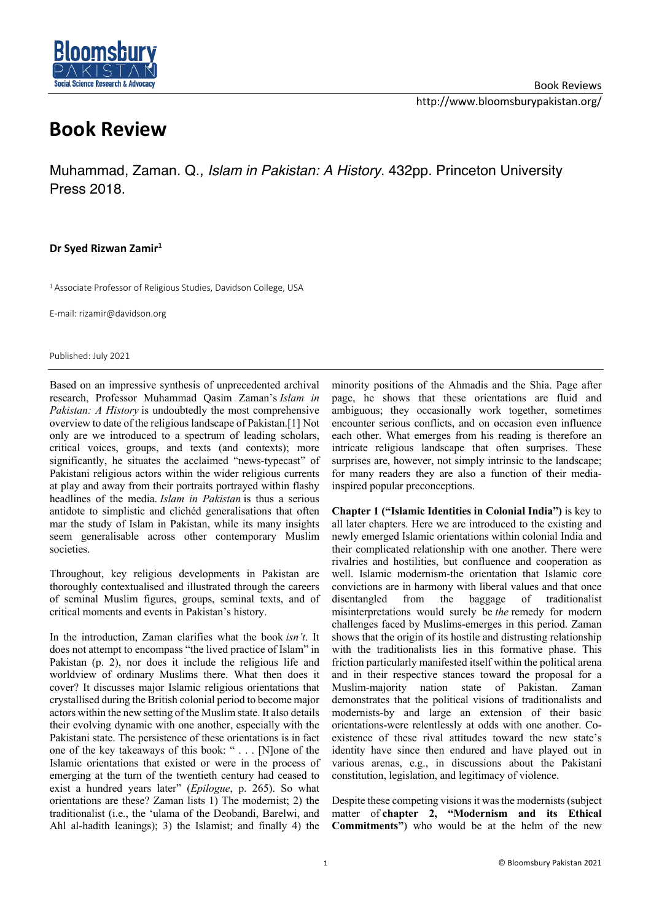# Book Review

Muhammad, Zaman. Q., *Islam in Pakistan: A History*. 432pp. Princeton University Press 2018.

**Dr Syed Rizwan Zamir**[1]

[1] Associate Professor of Religious Studies, Davidson College, USA

E-mail: rizamir@davidson.org

Published: July 2021

---

Based on an impressive synthesis of unprecedented archival research, Professor Muhammad Qasim Zaman's *Islam in Pakistan: A History* is undoubtedly the most comprehensive overview to date of the religious landscape of Pakistan.[1] Not only are we introduced to a spectrum of leading scholars, critical voices, groups, and texts (and contexts); more significantly, he situates the acclaimed "news-typecast" of Pakistani religious actors within the wider religious currents at play and away from their portraits portrayed within flashy headlines of the media. *Islam in Pakistan* is thus a serious antidote to simplistic and clichéd generalisations that often mar the study of Islam in Pakistan, while its many insights seem generalisable across other contemporary Muslim societies.

Throughout, key religious developments in Pakistan are thoroughly contextualised and illustrated through the careers of seminal Muslim figures, groups, seminal texts, and of critical moments and events in Pakistan's history.

In the introduction, Zaman clarifies what the book *isn't*. It does not attempt to encompass "the lived practice of Islam" in Pakistan (p. 2), nor does it include the religious life and worldview of ordinary Muslims there. What then does it cover? It discusses major Islamic religious orientations that crystallised during the British colonial period to become major actors within the new setting of the Muslim state. It also details their evolving dynamic with one another, especially with the Pakistani state. The persistence of these orientations is in fact one of the key takeaways of this book: " . . . [N]one of the Islamic orientations that existed or were in the process of emerging at the turn of the twentieth century had ceased to exist a hundred years later" (*Epilogue*, p. 265). So what orientations are these? Zaman lists 1) The modernist; 2) the traditionalist (i.e., the 'ulama of the Deobandi, Barelwi, and Ahl al-hadith leanings); 3) the Islamist; and finally 4) the minority positions of the Ahmadis and the Shia. Page after page, he shows that these orientations are fluid and ambiguous; they occasionally work together, sometimes encounter serious conflicts, and on occasion even influence each other. What emerges from his reading is therefore an intricate religious landscape that often surprises. These surprises are, however, not simply intrinsic to the landscape; for many readers they are also a function of their media-inspired popular preconceptions.

**Chapter 1 ("Islamic Identities in Colonial India")** is key to all later chapters. Here we are introduced to the existing and newly emerged Islamic orientations within colonial India and their complicated relationship with one another. There were rivalries and hostilities, but confluence and cooperation as well. Islamic modernism-the orientation that Islamic core convictions are in harmony with liberal values and that once disentangled from the baggage of traditionalist misinterpretations would surely be *the* remedy for modern challenges faced by Muslims-emerges in this period. Zaman shows that the origin of its hostile and distrusting relationship with the traditionalists lies in this formative phase. This friction particularly manifested itself within the political arena and in their respective stances toward the proposal for a Muslim-majority nation state of Pakistan. Zaman demonstrates that the political visions of traditionalists and modernists-by and large an extension of their basic orientations-were relentlessly at odds with one another. Co-existence of these rival attitudes toward the new state's identity have since then endured and have played out in various arenas, e.g., in discussions about the Pakistani constitution, legislation, and legitimacy of violence.

Despite these competing visions it was the modernists (subject matter of **chapter 2, "Modernism and its Ethical Commitments"**) who would be at the helm of the new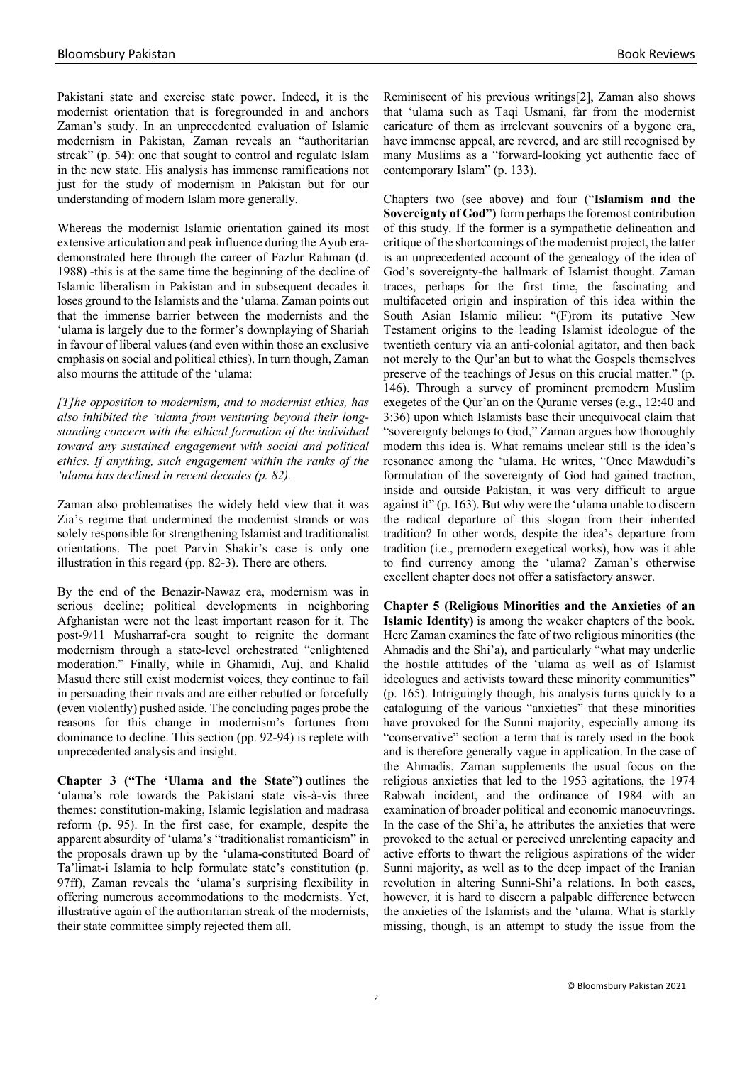Pakistani state and exercise state power. Indeed, it is the modernist orientation that is foregrounded in and anchors Zaman's study. In an unprecedented evaluation of Islamic modernism in Pakistan, Zaman reveals an "authoritarian streak" (p. 54): one that sought to control and regulate Islam in the new state. His analysis has immense ramifications not just for the study of modernism in Pakistan but for our understanding of modern Islam more generally.

Whereas the modernist Islamic orientation gained its most extensive articulation and peak influence during the Ayub era-demonstrated here through the career of Fazlur Rahman (d. 1988) -this is at the same time the beginning of the decline of Islamic liberalism in Pakistan and in subsequent decades it loses ground to the Islamists and the 'ulama. Zaman points out that the immense barrier between the modernists and the 'ulama is largely due to the former's downplaying of Shariah in favour of liberal values (and even within those an exclusive emphasis on social and political ethics). In turn though, Zaman also mourns the attitude of the 'ulama:

*[T]he opposition to modernism, and to modernist ethics, has also inhibited the 'ulama from venturing beyond their long-standing concern with the ethical formation of the individual toward any sustained engagement with social and political ethics. If anything, such engagement within the ranks of the 'ulama has declined in recent decades (p. 82).*

Zaman also problematises the widely held view that it was Zia's regime that undermined the modernist strands or was solely responsible for strengthening Islamist and traditionalist orientations. The poet Parvin Shakir's case is only one illustration in this regard (pp. 82-3). There are others.

By the end of the Benazir-Nawaz era, modernism was in serious decline; political developments in neighboring Afghanistan were not the least important reason for it. The post-9/11 Musharraf-era sought to reignite the dormant modernism through a state-level orchestrated "enlightened moderation." Finally, while in Ghamidi, Auj, and Khalid Masud there still exist modernist voices, they continue to fail in persuading their rivals and are either rebutted or forcefully (even violently) pushed aside. The concluding pages probe the reasons for this change in modernism's fortunes from dominance to decline. This section (pp. 92-94) is replete with unprecedented analysis and insight.

**Chapter 3 ("The 'Ulama and the State")** outlines the 'ulama's role towards the Pakistani state vis-à-vis three themes: constitution-making, Islamic legislation and madrasa reform (p. 95). In the first case, for example, despite the apparent absurdity of 'ulama's "traditionalist romanticism" in the proposals drawn up by the 'ulama-constituted Board of Ta'limat-i Islamia to help formulate state's constitution (p. 97ff), Zaman reveals the 'ulama's surprising flexibility in offering numerous accommodations to the modernists. Yet, illustrative again of the authoritarian streak of the modernists, their state committee simply rejected them all.

Reminiscent of his previous writings[2], Zaman also shows that 'ulama such as Taqi Usmani, far from the modernist caricature of them as irrelevant souvenirs of a bygone era, have immense appeal, are revered, and are still recognised by many Muslims as a "forward-looking yet authentic face of contemporary Islam" (p. 133).

Chapters two (see above) and four ("**Islamism and the Sovereignty of God")** form perhaps the foremost contribution of this study. If the former is a sympathetic delineation and critique of the shortcomings of the modernist project, the latter is an unprecedented account of the genealogy of the idea of God's sovereignty-the hallmark of Islamist thought. Zaman traces, perhaps for the first time, the fascinating and multifaceted origin and inspiration of this idea within the South Asian Islamic milieu: "(F)rom its putative New Testament origins to the leading Islamist ideologue of the twentieth century via an anti-colonial agitator, and then back not merely to the Qur'an but to what the Gospels themselves preserve of the teachings of Jesus on this crucial matter." (p. 146). Through a survey of prominent premodern Muslim exegetes of the Qur'an on the Quranic verses (e.g., 12:40 and 3:36) upon which Islamists base their unequivocal claim that "sovereignty belongs to God," Zaman argues how thoroughly modern this idea is. What remains unclear still is the idea's resonance among the 'ulama. He writes, "Once Mawdudi's formulation of the sovereignty of God had gained traction, inside and outside Pakistan, it was very difficult to argue against it" (p. 163). But why were the 'ulama unable to discern the radical departure of this slogan from their inherited tradition? In other words, despite the idea's departure from tradition (i.e., premodern exegetical works), how was it able to find currency among the 'ulama? Zaman's otherwise excellent chapter does not offer a satisfactory answer.

**Chapter 5 (Religious Minorities and the Anxieties of an Islamic Identity)** is among the weaker chapters of the book. Here Zaman examines the fate of two religious minorities (the Ahmadis and the Shi'a), and particularly "what may underlie the hostile attitudes of the 'ulama as well as of Islamist ideologues and activists toward these minority communities" (p. 165). Intriguingly though, his analysis turns quickly to a cataloguing of the various "anxieties" that these minorities have provoked for the Sunni majority, especially among its "conservative" section–a term that is rarely used in the book and is therefore generally vague in application. In the case of the Ahmadis, Zaman supplements the usual focus on the religious anxieties that led to the 1953 agitations, the 1974 Rabwah incident, and the ordinance of 1984 with an examination of broader political and economic manoeuvrings. In the case of the Shi'a, he attributes the anxieties that were provoked to the actual or perceived unrelenting capacity and active efforts to thwart the religious aspirations of the wider Sunni majority, as well as to the deep impact of the Iranian revolution in altering Sunni-Shi'a relations. In both cases, however, it is hard to discern a palpable difference between the anxieties of the Islamists and the 'ulama. What is starkly missing, though, is an attempt to study the issue from the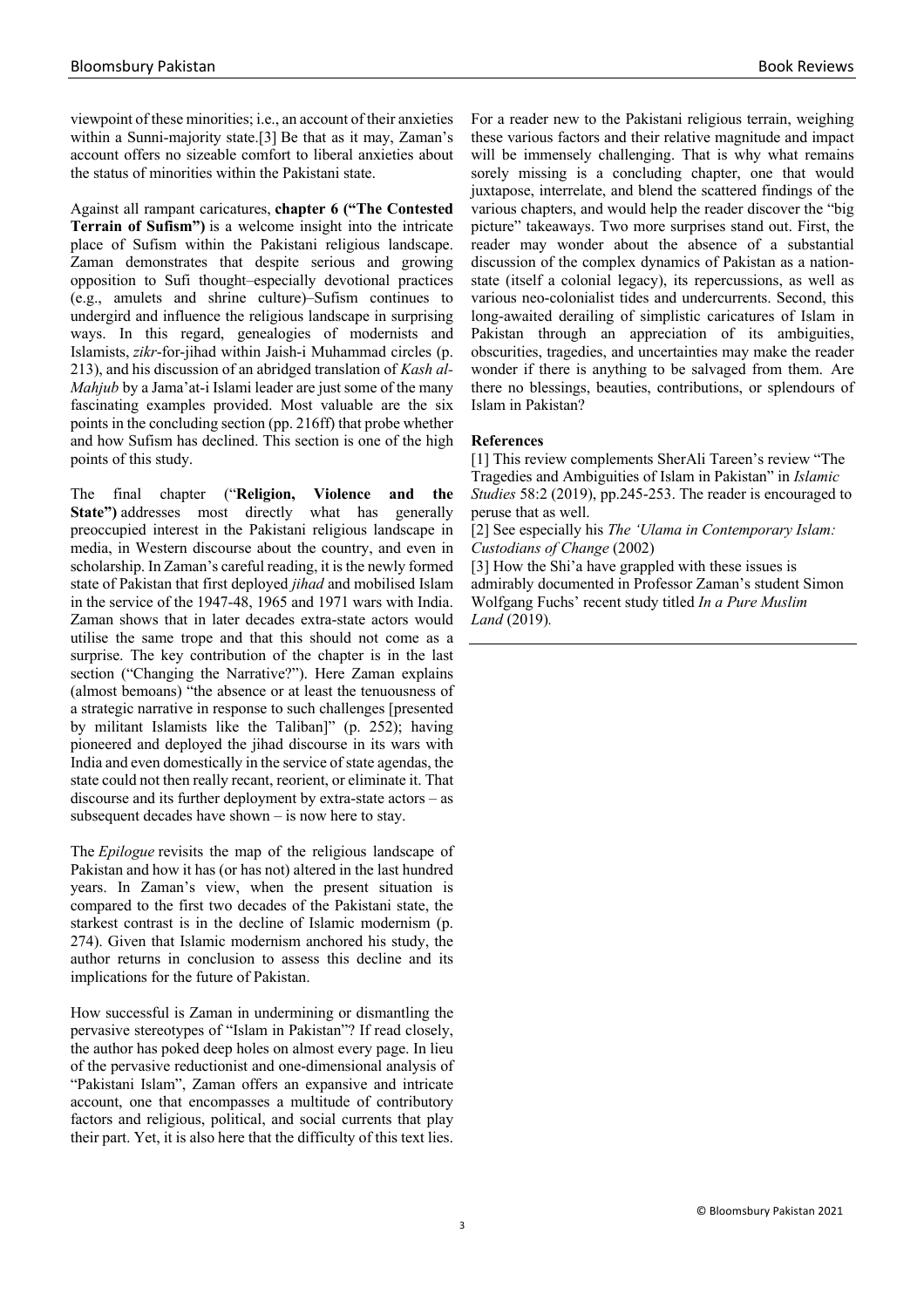viewpoint of these minorities; i.e., an account of their anxieties within a Sunni-majority state.[3] Be that as it may, Zaman's account offers no sizeable comfort to liberal anxieties about the status of minorities within the Pakistani state.

Against all rampant caricatures, **chapter 6 ("The Contested Terrain of Sufism")** is a welcome insight into the intricate place of Sufism within the Pakistani religious landscape. Zaman demonstrates that despite serious and growing opposition to Sufi thought–especially devotional practices (e.g., amulets and shrine culture)–Sufism continues to undergird and influence the religious landscape in surprising ways. In this regard, genealogies of modernists and Islamists, *zikr*-for-jihad within Jaish-i Muhammad circles (p. 213), and his discussion of an abridged translation of *Kash al-Mahjub* by a Jama'at-i Islami leader are just some of the many fascinating examples provided. Most valuable are the six points in the concluding section (pp. 216ff) that probe whether and how Sufism has declined. This section is one of the high points of this study.

The final chapter ("**Religion, Violence and the State")** addresses most directly what has generally preoccupied interest in the Pakistani religious landscape in media, in Western discourse about the country, and even in scholarship. In Zaman's careful reading, it is the newly formed state of Pakistan that first deployed *jihad* and mobilised Islam in the service of the 1947-48, 1965 and 1971 wars with India. Zaman shows that in later decades extra-state actors would utilise the same trope and that this should not come as a surprise. The key contribution of the chapter is in the last section ("Changing the Narrative?"). Here Zaman explains (almost bemoans) "the absence or at least the tenuousness of a strategic narrative in response to such challenges [presented by militant Islamists like the Taliban]" (p. 252); having pioneered and deployed the jihad discourse in its wars with India and even domestically in the service of state agendas, the state could not then really recant, reorient, or eliminate it. That discourse and its further deployment by extra-state actors – as subsequent decades have shown – is now here to stay.

The *Epilogue* revisits the map of the religious landscape of Pakistan and how it has (or has not) altered in the last hundred years. In Zaman's view, when the present situation is compared to the first two decades of the Pakistani state, the starkest contrast is in the decline of Islamic modernism (p. 274). Given that Islamic modernism anchored his study, the author returns in conclusion to assess this decline and its implications for the future of Pakistan.

How successful is Zaman in undermining or dismantling the pervasive stereotypes of "Islam in Pakistan"? If read closely, the author has poked deep holes on almost every page. In lieu of the pervasive reductionist and one-dimensional analysis of "Pakistani Islam", Zaman offers an expansive and intricate account, one that encompasses a multitude of contributory factors and religious, political, and social currents that play their part. Yet, it is also here that the difficulty of this text lies. For a reader new to the Pakistani religious terrain, weighing these various factors and their relative magnitude and impact will be immensely challenging. That is why what remains sorely missing is a concluding chapter, one that would juxtapose, interrelate, and blend the scattered findings of the various chapters, and would help the reader discover the "big picture" takeaways. Two more surprises stand out. First, the reader may wonder about the absence of a substantial discussion of the complex dynamics of Pakistan as a nation-state (itself a colonial legacy), its repercussions, as well as various neo-colonialist tides and undercurrents. Second, this long-awaited derailing of simplistic caricatures of Islam in Pakistan through an appreciation of its ambiguities, obscurities, tragedies, and uncertainties may make the reader wonder if there is anything to be salvaged from them. Are there no blessings, beauties, contributions, or splendours of Islam in Pakistan?

**References**

[1] This review complements SherAli Tareen's review "The Tragedies and Ambiguities of Islam in Pakistan" in *Islamic Studies* 58:2 (2019), pp.245-253. The reader is encouraged to peruse that as well.

[2] See especially his *The 'Ulama in Contemporary Islam: Custodians of Change* (2002)

[3] How the Shi'a have grappled with these issues is admirably documented in Professor Zaman's student Simon Wolfgang Fuchs' recent study titled *In a Pure Muslim Land* (2019).

© Bloomsbury Pakistan 2021